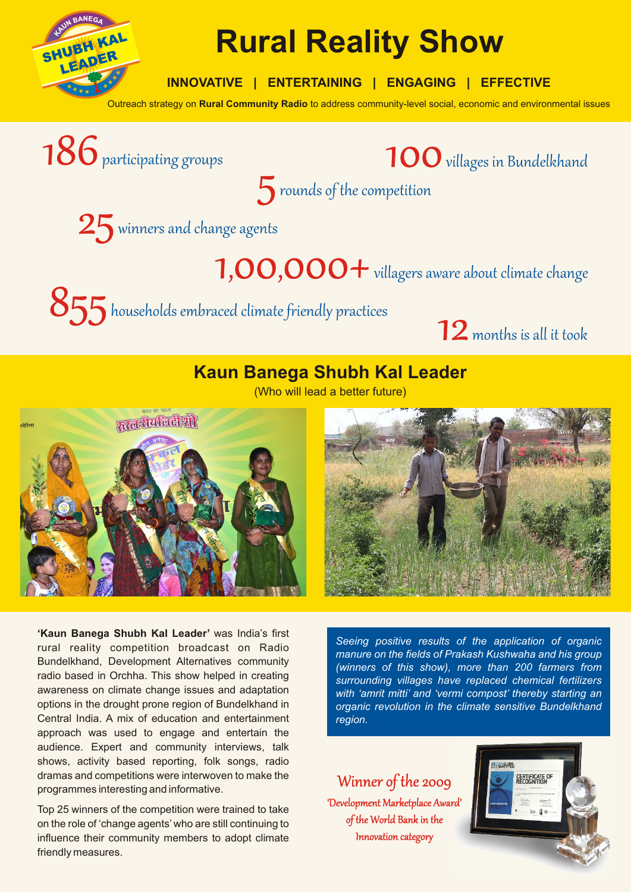# Rural Reality Show

**INNOVATIVE | ENTERTAINING | ENGAGING | EFFECTIVE**

Outreach strategy on **Rural Community Radio** to address community-level social, economic and environmental issues

**186** participating groups

**100** villages in Bundelkhand

**5** rounds of the competition

**25** winners and change agents

**1,00,000+** villagers aware about climate change

**855** households embraced climate friendly practices

**12** months is all it took

## Kaun Banega Shubh Kal Leader

(Who will lead a better future)

**'Kaun Banega Shubh Kal Leader'** was India's first rural reality competition broadcast on Radio Bundelkhand, Development Alternatives community radio based in Orchha. This show helped in creating awareness on climate change issues and adaptation options in the drought prone region of Bundelkhand in Central India. A mix of education and entertainment approach was used to engage and entertain the audience. Expert and community interviews, talk shows, activity based reporting, folk songs, radio dramas and competitions were interwoven to make the programmes interesting and informative.

Top 25 winners of the competition were trained to take on the role of 'change agents' who are still continuing to influence their community members to adopt climate friendly measures.

*Seeing positive results of the application of organic manure on the fields of Prakash Kushwaha and his group (winners of this show), more than 200 farmers from surrounding villages have replaced chemical fertilizers with 'amrit mitti' and 'vermi compost' thereby starting an organic revolution in the climate sensitive Bundelkhand region.*

Winner of the 2009

'Development Marketplace Award' of the World Bank in the Innovation category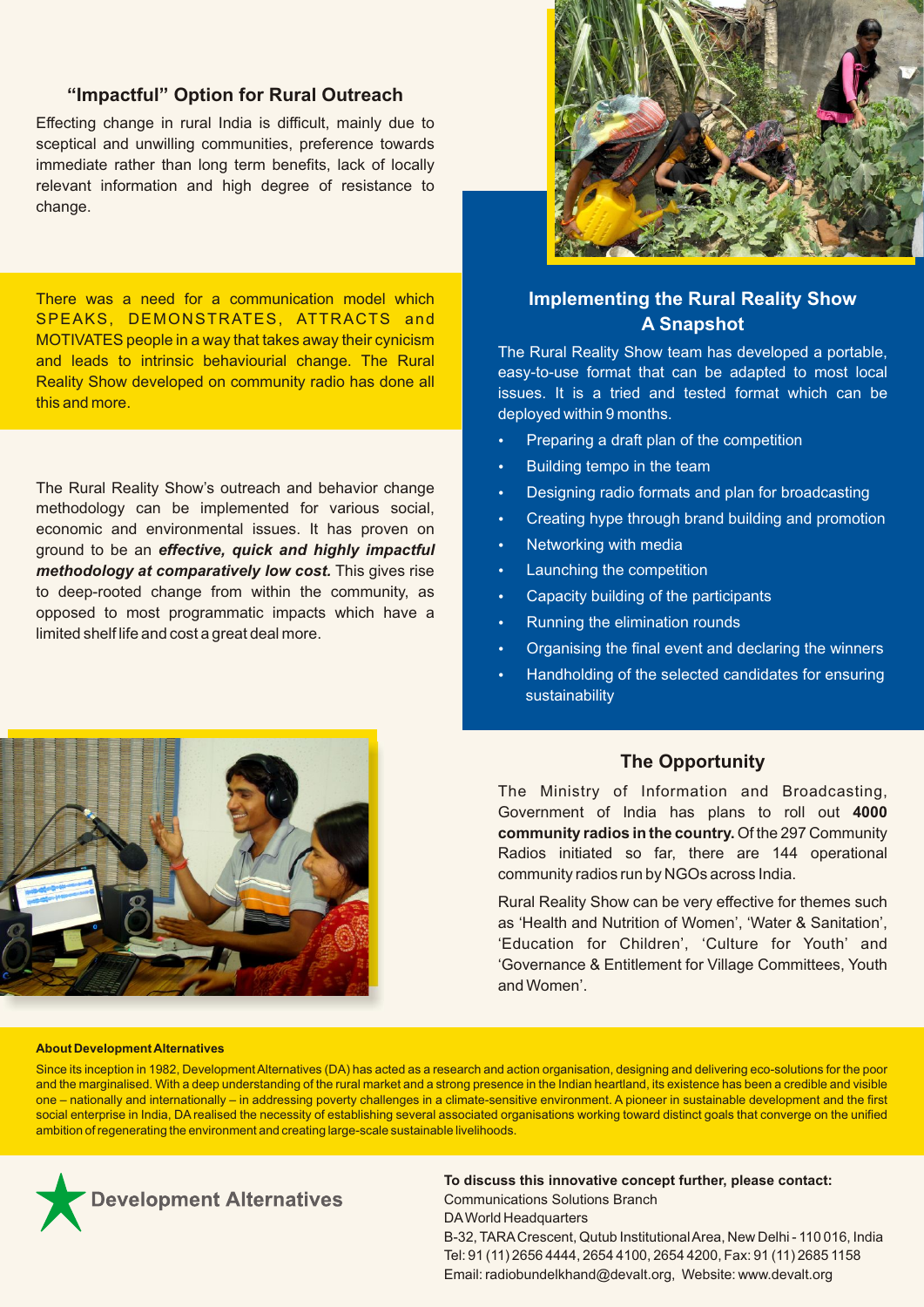## "Impactful" Option for Rural Outreach

Effecting change in rural India is difficult, mainly due to sceptical and unwilling communities, preference towards immediate rather than long term benefits, lack of locally relevant information and high degree of resistance to change.

There was a need for a communication model which SPEAKS, DEMONSTRATES, ATTRACTS and MOTIVATES people in a way that takes away their cynicism and leads to intrinsic behaviourial change. The Rural Reality Show developed on community radio has done all this and more.

The Rural Reality Show's outreach and behavior change methodology can be implemented for various social, economic and environmental issues. It has proven on ground to be an ***effective, quick and highly impactful methodology at comparatively low cost.*** This gives rise to deep-rooted change from within the community, as opposed to most programmatic impacts which have a limited shelf life and cost a great deal more.

## Implementing the Rural Reality Show A Snapshot

The Rural Reality Show team has developed a portable, easy-to-use format that can be adapted to most local issues. It is a tried and tested format which can be deployed within 9 months.

- Preparing a draft plan of the competition
- Building tempo in the team
- Designing radio formats and plan for broadcasting
- Creating hype through brand building and promotion
- Networking with media
- Launching the competition
- Capacity building of the participants
- Running the elimination rounds
- Organising the final event and declaring the winners
- Handholding of the selected candidates for ensuring sustainability

## The Opportunity

The Ministry of Information and Broadcasting, Government of India has plans to roll out **4000 community radios in the country.** Of the 297 Community Radios initiated so far, there are 144 operational community radios run by NGOs across India.

Rural Reality Show can be very effective for themes such as 'Health and Nutrition of Women', 'Water & Sanitation', 'Education for Children', 'Culture for Youth' and 'Governance & Entitlement for Village Committees, Youth and Women'.

**About Development Alternatives**

Since its inception in 1982, Development Alternatives (DA) has acted as a research and action organisation, designing and delivering eco-solutions for the poor and the marginalised. With a deep understanding of the rural market and a strong presence in the Indian heartland, its existence has been a credible and visible one – nationally and internationally – in addressing poverty challenges in a climate-sensitive environment. A pioneer in sustainable development and the first social enterprise in India, DA realised the necessity of establishing several associated organisations working toward distinct goals that converge on the unified ambition of regenerating the environment and creating large-scale sustainable livelihoods.

Development Alternatives

**To discuss this innovative concept further, please contact:**
Communications Solutions Branch
DA World Headquarters
B-32, TARA Crescent, Qutub Institutional Area, New Delhi - 110 016, India
Tel: 91 (11) 2656 4444, 2654 4100, 2654 4200, Fax: 91 (11) 2685 1158
Email: radiobundelkhand@devalt.org, Website: www.devalt.org